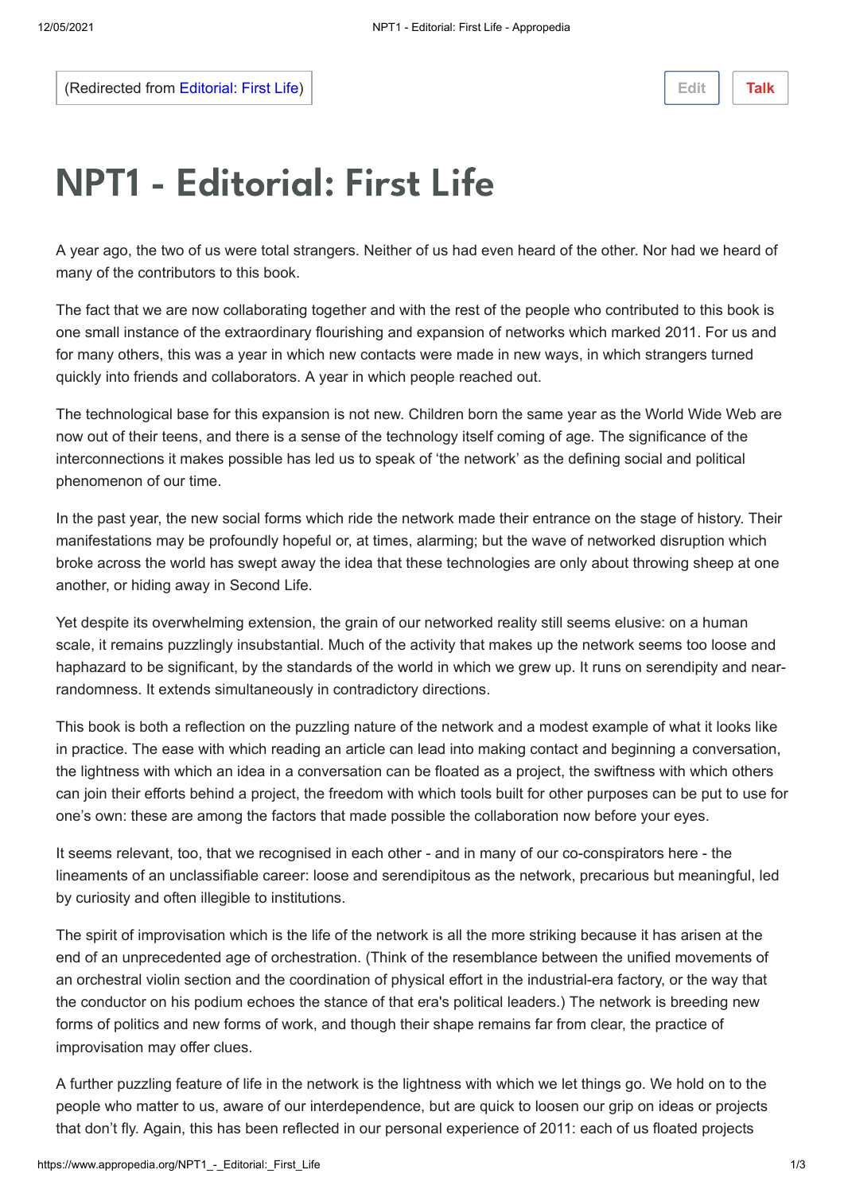(Redirected from Editorial: First Life)

# NPT1 - Editorial: First Life

A year ago, the two of us were total strangers. Neither of us had even heard of the other. Nor had we heard of many of the contributors to this book.

The fact that we are now collaborating together and with the rest of the people who contributed to this book is one small instance of the extraordinary flourishing and expansion of networks which marked 2011. For us and for many others, this was a year in which new contacts were made in new ways, in which strangers turned quickly into friends and collaborators. A year in which people reached out.

The technological base for this expansion is not new. Children born the same year as the World Wide Web are now out of their teens, and there is a sense of the technology itself coming of age. The significance of the interconnections it makes possible has led us to speak of 'the network' as the defining social and political phenomenon of our time.

In the past year, the new social forms which ride the network made their entrance on the stage of history. Their manifestations may be profoundly hopeful or, at times, alarming; but the wave of networked disruption which broke across the world has swept away the idea that these technologies are only about throwing sheep at one another, or hiding away in Second Life.

Yet despite its overwhelming extension, the grain of our networked reality still seems elusive: on a human scale, it remains puzzlingly insubstantial. Much of the activity that makes up the network seems too loose and haphazard to be significant, by the standards of the world in which we grew up. It runs on serendipity and near-randomness. It extends simultaneously in contradictory directions.

This book is both a reflection on the puzzling nature of the network and a modest example of what it looks like in practice. The ease with which reading an article can lead into making contact and beginning a conversation, the lightness with which an idea in a conversation can be floated as a project, the swiftness with which others can join their efforts behind a project, the freedom with which tools built for other purposes can be put to use for one's own: these are among the factors that made possible the collaboration now before your eyes.

It seems relevant, too, that we recognised in each other - and in many of our co-conspirators here - the lineaments of an unclassifiable career: loose and serendipitous as the network, precarious but meaningful, led by curiosity and often illegible to institutions.

The spirit of improvisation which is the life of the network is all the more striking because it has arisen at the end of an unprecedented age of orchestration. (Think of the resemblance between the unified movements of an orchestral violin section and the coordination of physical effort in the industrial-era factory, or the way that the conductor on his podium echoes the stance of that era's political leaders.) The network is breeding new forms of politics and new forms of work, and though their shape remains far from clear, the practice of improvisation may offer clues.

A further puzzling feature of life in the network is the lightness with which we let things go. We hold on to the people who matter to us, aware of our interdependence, but are quick to loosen our grip on ideas or projects that don't fly. Again, this has been reflected in our personal experience of 2011: each of us floated projects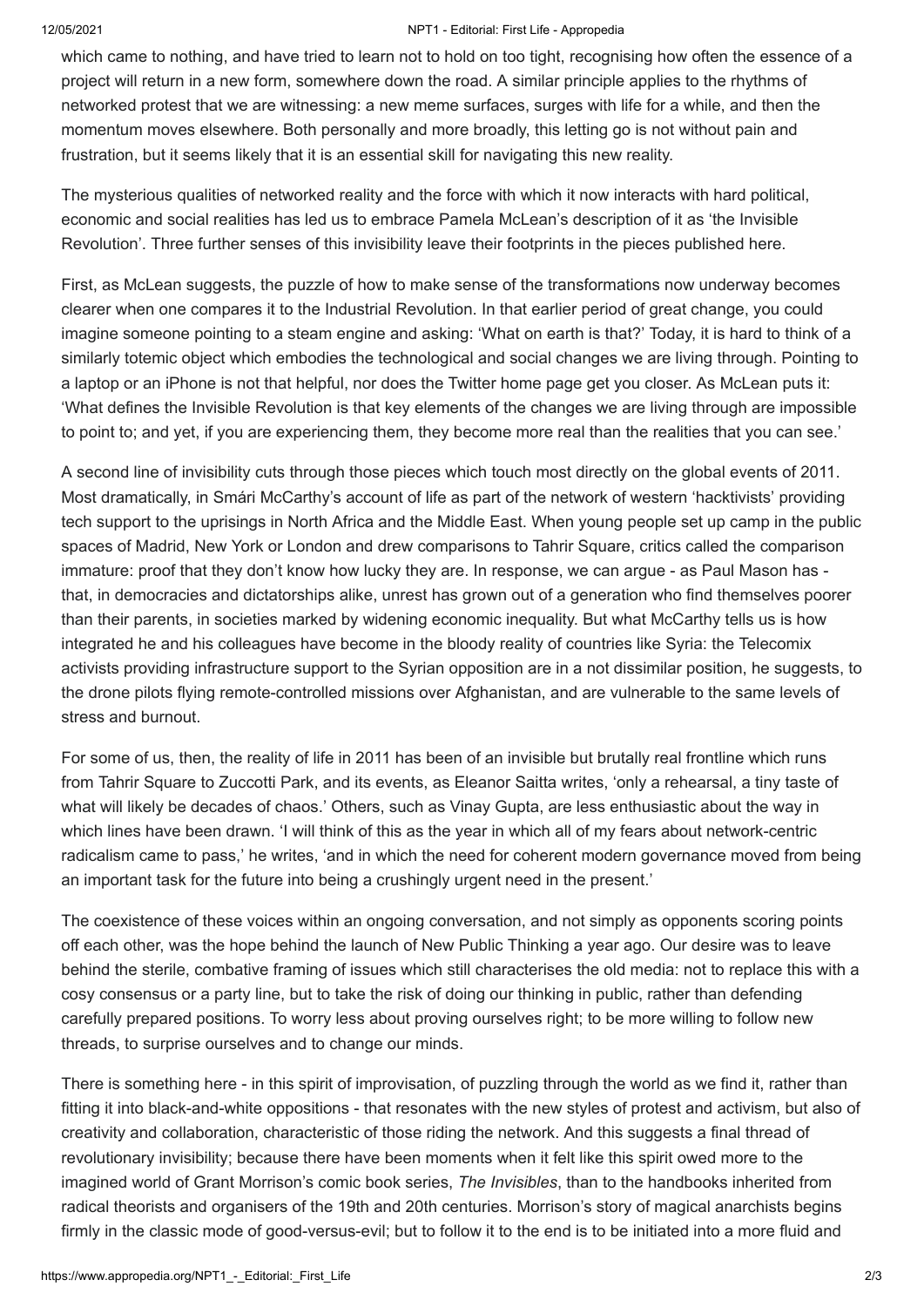which came to nothing, and have tried to learn not to hold on too tight, recognising how often the essence of a project will return in a new form, somewhere down the road. A similar principle applies to the rhythms of networked protest that we are witnessing: a new meme surfaces, surges with life for a while, and then the momentum moves elsewhere. Both personally and more broadly, this letting go is not without pain and frustration, but it seems likely that it is an essential skill for navigating this new reality.

The mysterious qualities of networked reality and the force with which it now interacts with hard political, economic and social realities has led us to embrace Pamela McLean's description of it as 'the Invisible Revolution'. Three further senses of this invisibility leave their footprints in the pieces published here.

First, as McLean suggests, the puzzle of how to make sense of the transformations now underway becomes clearer when one compares it to the Industrial Revolution. In that earlier period of great change, you could imagine someone pointing to a steam engine and asking: 'What on earth is that?' Today, it is hard to think of a similarly totemic object which embodies the technological and social changes we are living through. Pointing to a laptop or an iPhone is not that helpful, nor does the Twitter home page get you closer. As McLean puts it: 'What defines the Invisible Revolution is that key elements of the changes we are living through are impossible to point to; and yet, if you are experiencing them, they become more real than the realities that you can see.'

A second line of invisibility cuts through those pieces which touch most directly on the global events of 2011. Most dramatically, in Smári McCarthy's account of life as part of the network of western 'hacktivists' providing tech support to the uprisings in North Africa and the Middle East. When young people set up camp in the public spaces of Madrid, New York or London and drew comparisons to Tahrir Square, critics called the comparison immature: proof that they don't know how lucky they are. In response, we can argue - as Paul Mason has - that, in democracies and dictatorships alike, unrest has grown out of a generation who find themselves poorer than their parents, in societies marked by widening economic inequality. But what McCarthy tells us is how integrated he and his colleagues have become in the bloody reality of countries like Syria: the Telecomix activists providing infrastructure support to the Syrian opposition are in a not dissimilar position, he suggests, to the drone pilots flying remote-controlled missions over Afghanistan, and are vulnerable to the same levels of stress and burnout.

For some of us, then, the reality of life in 2011 has been of an invisible but brutally real frontline which runs from Tahrir Square to Zuccotti Park, and its events, as Eleanor Saitta writes, 'only a rehearsal, a tiny taste of what will likely be decades of chaos.' Others, such as Vinay Gupta, are less enthusiastic about the way in which lines have been drawn. 'I will think of this as the year in which all of my fears about network-centric radicalism came to pass,' he writes, 'and in which the need for coherent modern governance moved from being an important task for the future into being a crushingly urgent need in the present.'

The coexistence of these voices within an ongoing conversation, and not simply as opponents scoring points off each other, was the hope behind the launch of New Public Thinking a year ago. Our desire was to leave behind the sterile, combative framing of issues which still characterises the old media: not to replace this with a cosy consensus or a party line, but to take the risk of doing our thinking in public, rather than defending carefully prepared positions. To worry less about proving ourselves right; to be more willing to follow new threads, to surprise ourselves and to change our minds.

There is something here - in this spirit of improvisation, of puzzling through the world as we find it, rather than fitting it into black-and-white oppositions - that resonates with the new styles of protest and activism, but also of creativity and collaboration, characteristic of those riding the network. And this suggests a final thread of revolutionary invisibility; because there have been moments when it felt like this spirit owed more to the imagined world of Grant Morrison's comic book series, *The Invisibles*, than to the handbooks inherited from radical theorists and organisers of the 19th and 20th centuries. Morrison's story of magical anarchists begins firmly in the classic mode of good-versus-evil; but to follow it to the end is to be initiated into a more fluid and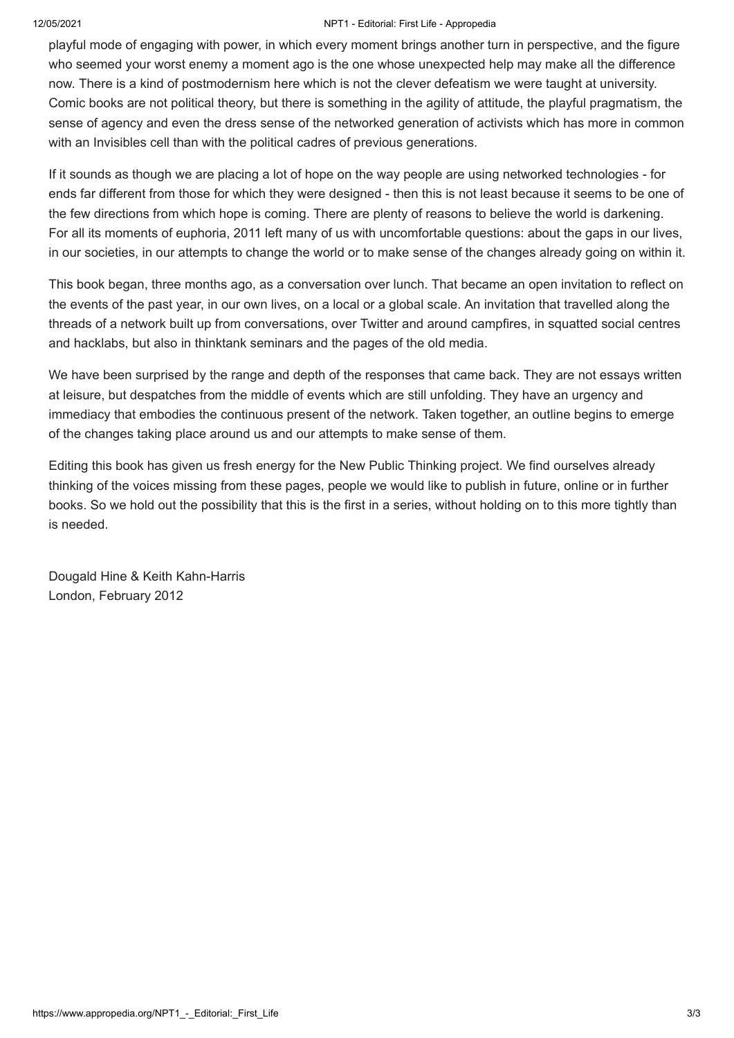playful mode of engaging with power, in which every moment brings another turn in perspective, and the figure who seemed your worst enemy a moment ago is the one whose unexpected help may make all the difference now. There is a kind of postmodernism here which is not the clever defeatism we were taught at university. Comic books are not political theory, but there is something in the agility of attitude, the playful pragmatism, the sense of agency and even the dress sense of the networked generation of activists which has more in common with an Invisibles cell than with the political cadres of previous generations.

If it sounds as though we are placing a lot of hope on the way people are using networked technologies - for ends far different from those for which they were designed - then this is not least because it seems to be one of the few directions from which hope is coming. There are plenty of reasons to believe the world is darkening. For all its moments of euphoria, 2011 left many of us with uncomfortable questions: about the gaps in our lives, in our societies, in our attempts to change the world or to make sense of the changes already going on within it.

This book began, three months ago, as a conversation over lunch. That became an open invitation to reflect on the events of the past year, in our own lives, on a local or a global scale. An invitation that travelled along the threads of a network built up from conversations, over Twitter and around campfires, in squatted social centres and hacklabs, but also in thinktank seminars and the pages of the old media.

We have been surprised by the range and depth of the responses that came back. They are not essays written at leisure, but despatches from the middle of events which are still unfolding. They have an urgency and immediacy that embodies the continuous present of the network. Taken together, an outline begins to emerge of the changes taking place around us and our attempts to make sense of them.

Editing this book has given us fresh energy for the New Public Thinking project. We find ourselves already thinking of the voices missing from these pages, people we would like to publish in future, online or in further books. So we hold out the possibility that this is the first in a series, without holding on to this more tightly than is needed.

Dougald Hine & Keith Kahn-Harris
London, February 2012